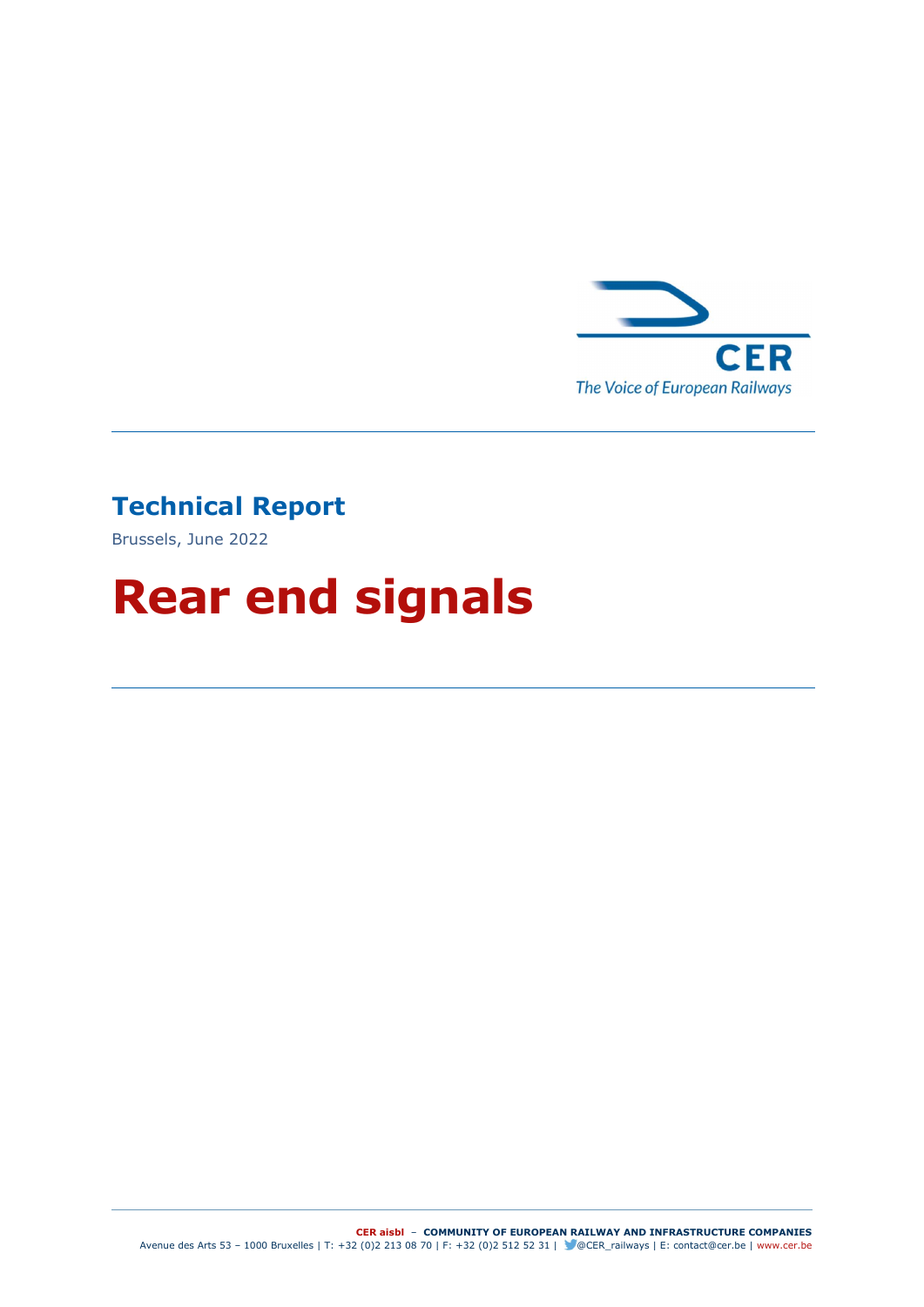CER

The Voice of European Railways

## Technical Report

Brussels, June 2022

# Rear end signals

**CER aisbl** – **COMMUNITY OF EUROPEAN RAILWAY AND INFRASTRUCTURE COMPANIES**
Avenue des Arts 53 – 1000 Bruxelles | T: +32 (0)2 213 08 70 | F: +32 (0)2 512 52 31 | @CER_railways | E: contact@cer.be | www.cer.be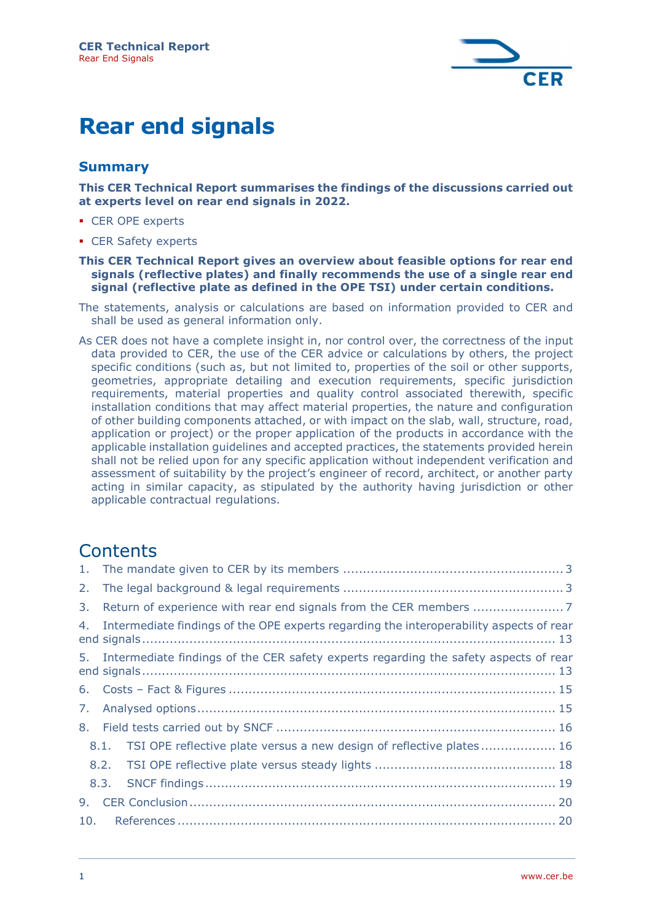# Rear end signals

## Summary

**This CER Technical Report summarises the findings of the discussions carried out at experts level on rear end signals in 2022.**

- CER OPE experts
- CER Safety experts

**This CER Technical Report gives an overview about feasible options for rear end signals (reflective plates) and finally recommends the use of a single rear end signal (reflective plate as defined in the OPE TSI) under certain conditions.**

The statements, analysis or calculations are based on information provided to CER and shall be used as general information only.

As CER does not have a complete insight in, nor control over, the correctness of the input data provided to CER, the use of the CER advice or calculations by others, the project specific conditions (such as, but not limited to, properties of the soil or other supports, geometries, appropriate detailing and execution requirements, specific jurisdiction requirements, material properties and quality control associated therewith, specific installation conditions that may affect material properties, the nature and configuration of other building components attached, or with impact on the slab, wall, structure, road, application or project) or the proper application of the products in accordance with the applicable installation guidelines and accepted practices, the statements provided herein shall not be relied upon for any specific application without independent verification and assessment of suitability by the project's engineer of record, architect, or another party acting in similar capacity, as stipulated by the authority having jurisdiction or other applicable contractual regulations.

## Contents

1. The mandate given to CER by its members ........ 3
2. The legal background & legal requirements ........ 3
3. Return of experience with rear end signals from the CER members ........ 7
4. Intermediate findings of the OPE experts regarding the interoperability aspects of rear end signals ........ 13
5. Intermediate findings of the CER safety experts regarding the safety aspects of rear end signals ........ 13
6. Costs – Fact & Figures ........ 15
7. Analysed options ........ 15
8. Field tests carried out by SNCF ........ 16
   - 8.1. TSI OPE reflective plate versus a new design of reflective plates ........ 16
   - 8.2. TSI OPE reflective plate versus steady lights ........ 18
   - 8.3. SNCF findings ........ 19
9. CER Conclusion ........ 20
10. References ........ 20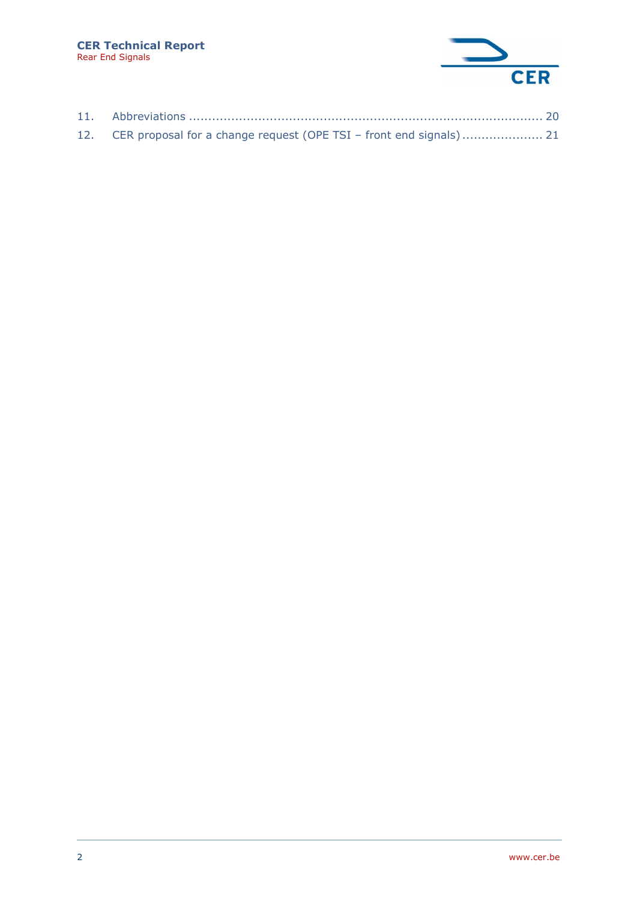11. Abbreviations ............................................................................................. 20
12. CER proposal for a change request (OPE TSI – front end signals) ..................... 21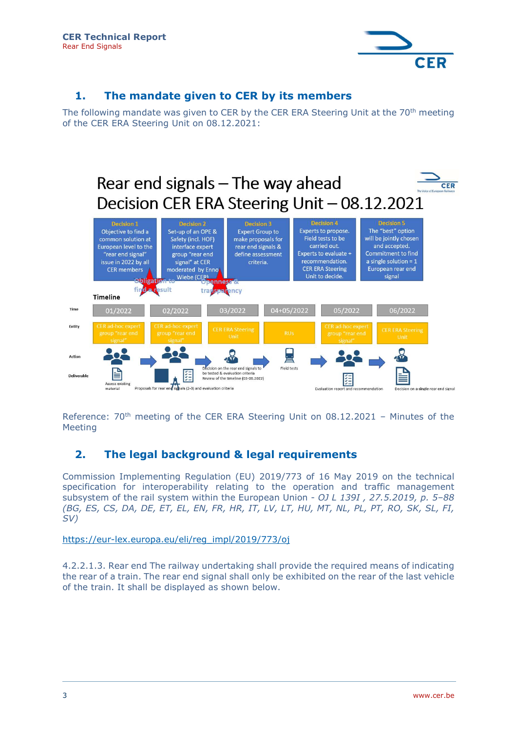## 1. The mandate given to CER by its members

The following mandate was given to CER by the CER ERA Steering Unit at the 70th meeting of the CER ERA Steering Unit on 08.12.2021:

**Rear end signals – The way ahead**
**Decision CER ERA Steering Unit – 08.12.2021**

| Decision 1 | Decision 2 | Decision 3 | Decision 4 | Decision 5 |
|---|---|---|---|---|
| Objective to find a common solution at European level to the "rear end signal" issue in 2022 by all CER members | Set-up of an OPE & Safety (incl. HOF) interface expert group "rear end signal" at CER moderated by Enno Wiebe (CER) | Expert Group to make proposals for rear end signals & define assessment criteria. | Experts to propose. Field tests to be carried out. Experts to evaluate + recommendation. CER ERA Steering Unit to decide. | The "best" option will be jointly chosen and accepted. Commitment to find a single solution = 1 European rear end signal |

Obligation to find a result — Openness & transparency

**Timeline**

| Time | 01/2022 | 02/2022 | 03/2022 | 04+05/2022 | 05/2022 | 06/2022 |
|---|---|---|---|---|---|---|
| Entity | CER ad-hoc expert group "rear end signal" | CER ad-hoc expert group "rear end signal" | CER ERA Steering Unit | RUs | CER ad-hoc expert group "rear end signal" | CER ERA Steering Unit |
| Action | | | Decision on the rear end signals to be tested & evaluation criteria. Review of the timeline (03-06.2022) | Field tests | | |
| Deliverable | Assess existing material | Proposals for rear end signals (2-3) and evaluation criteria | | | Evaluation report and recommendation | Decision on a single rear end signal |

Reference: 70th meeting of the CER ERA Steering Unit on 08.12.2021 – Minutes of the Meeting

## 2. The legal background & legal requirements

Commission Implementing Regulation (EU) 2019/773 of 16 May 2019 on the technical specification for interoperability relating to the operation and traffic management subsystem of the rail system within the European Union - *OJ L 139I , 27.5.2019, p. 5–88 (BG, ES, CS, DA, DE, ET, EL, EN, FR, HR, IT, LV, LT, HU, MT, NL, PL, PT, RO, SK, SL, FI, SV)*

https://eur-lex.europa.eu/eli/reg_impl/2019/773/oj

4.2.2.1.3. Rear end The railway undertaking shall provide the required means of indicating the rear of a train. The rear end signal shall only be exhibited on the rear of the last vehicle of the train. It shall be displayed as shown below.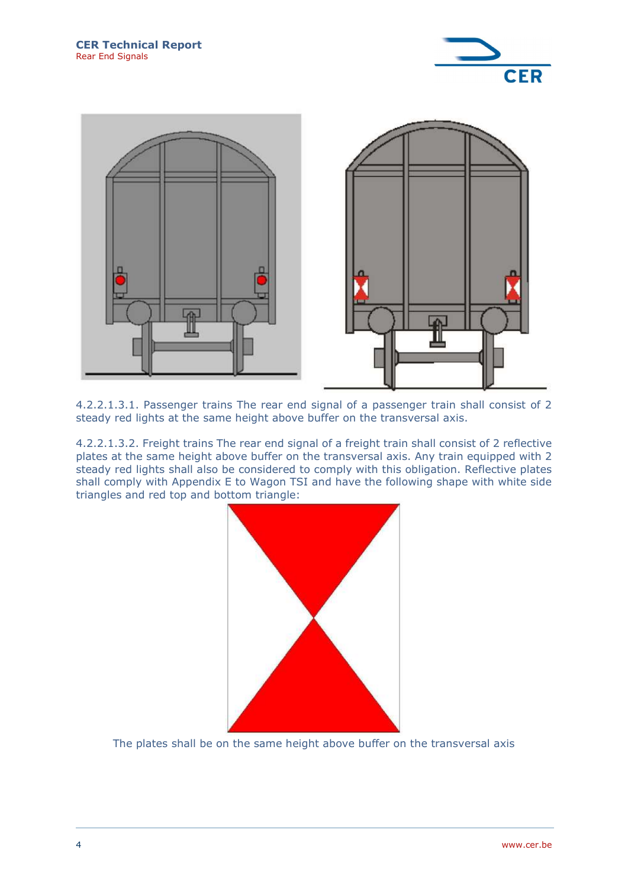4.2.2.1.3.1. Passenger trains The rear end signal of a passenger train shall consist of 2 steady red lights at the same height above buffer on the transversal axis.

4.2.2.1.3.2. Freight trains The rear end signal of a freight train shall consist of 2 reflective plates at the same height above buffer on the transversal axis. Any train equipped with 2 steady red lights shall also be considered to comply with this obligation. Reflective plates shall comply with Appendix E to Wagon TSI and have the following shape with white side triangles and red top and bottom triangle:

The plates shall be on the same height above buffer on the transversal axis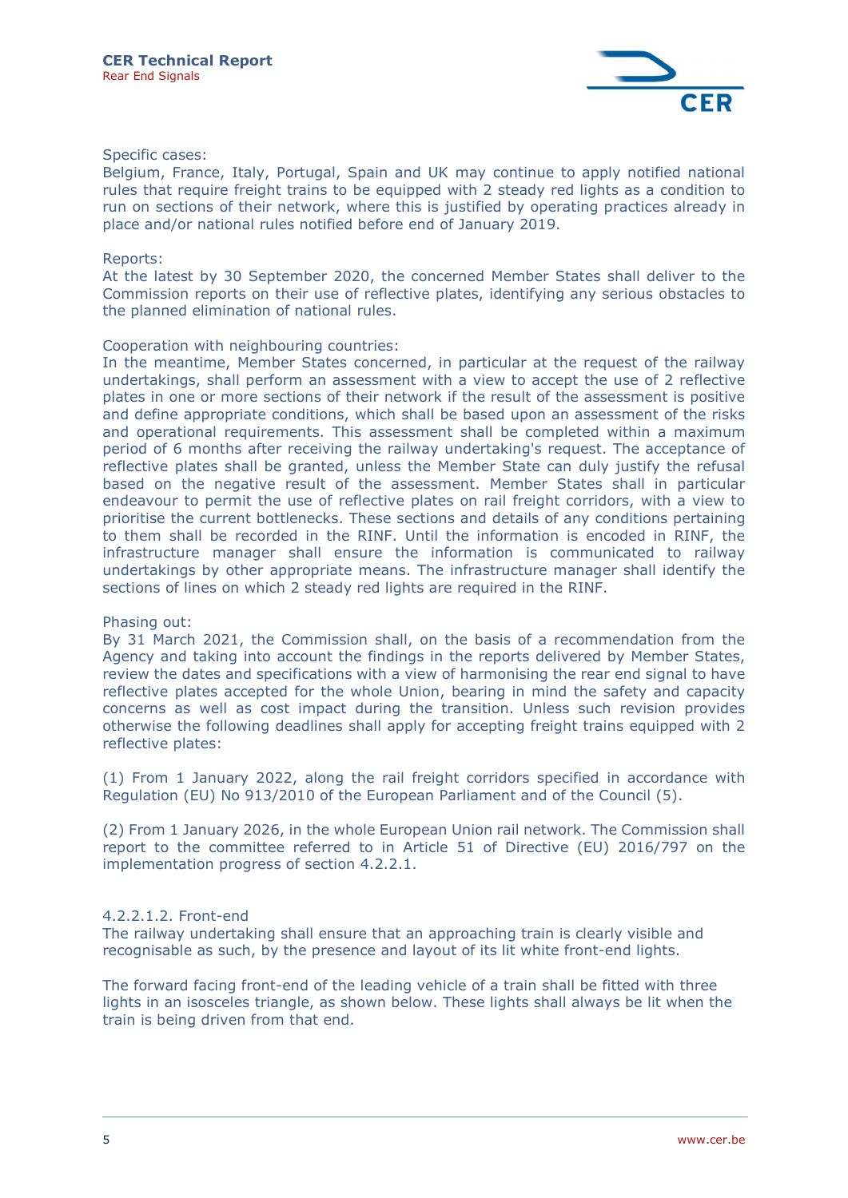Specific cases:
Belgium, France, Italy, Portugal, Spain and UK may continue to apply notified national rules that require freight trains to be equipped with 2 steady red lights as a condition to run on sections of their network, where this is justified by operating practices already in place and/or national rules notified before end of January 2019.

Reports:
At the latest by 30 September 2020, the concerned Member States shall deliver to the Commission reports on their use of reflective plates, identifying any serious obstacles to the planned elimination of national rules.

Cooperation with neighbouring countries:
In the meantime, Member States concerned, in particular at the request of the railway undertakings, shall perform an assessment with a view to accept the use of 2 reflective plates in one or more sections of their network if the result of the assessment is positive and define appropriate conditions, which shall be based upon an assessment of the risks and operational requirements. This assessment shall be completed within a maximum period of 6 months after receiving the railway undertaking's request. The acceptance of reflective plates shall be granted, unless the Member State can duly justify the refusal based on the negative result of the assessment. Member States shall in particular endeavour to permit the use of reflective plates on rail freight corridors, with a view to prioritise the current bottlenecks. These sections and details of any conditions pertaining to them shall be recorded in the RINF. Until the information is encoded in RINF, the infrastructure manager shall ensure the information is communicated to railway undertakings by other appropriate means. The infrastructure manager shall identify the sections of lines on which 2 steady red lights are required in the RINF.

Phasing out:
By 31 March 2021, the Commission shall, on the basis of a recommendation from the Agency and taking into account the findings in the reports delivered by Member States, review the dates and specifications with a view of harmonising the rear end signal to have reflective plates accepted for the whole Union, bearing in mind the safety and capacity concerns as well as cost impact during the transition. Unless such revision provides otherwise the following deadlines shall apply for accepting freight trains equipped with 2 reflective plates:

(1) From 1 January 2022, along the rail freight corridors specified in accordance with Regulation (EU) No 913/2010 of the European Parliament and of the Council (5).

(2) From 1 January 2026, in the whole European Union rail network. The Commission shall report to the committee referred to in Article 51 of Directive (EU) 2016/797 on the implementation progress of section 4.2.2.1.

4.2.2.1.2. Front-end
The railway undertaking shall ensure that an approaching train is clearly visible and recognisable as such, by the presence and layout of its lit white front-end lights.

The forward facing front-end of the leading vehicle of a train shall be fitted with three lights in an isosceles triangle, as shown below. These lights shall always be lit when the train is being driven from that end.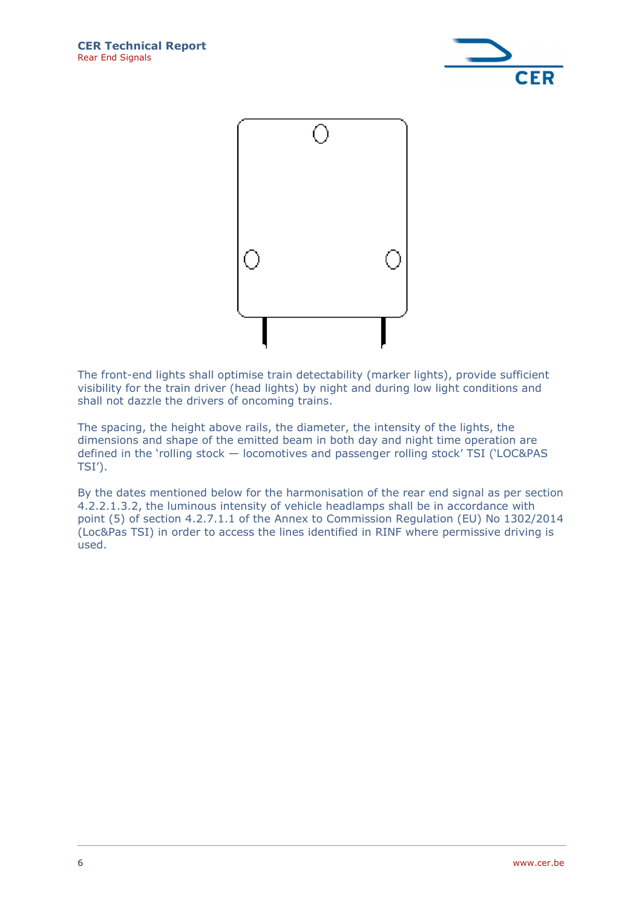The front-end lights shall optimise train detectability (marker lights), provide sufficient visibility for the train driver (head lights) by night and during low light conditions and shall not dazzle the drivers of oncoming trains.

The spacing, the height above rails, the diameter, the intensity of the lights, the dimensions and shape of the emitted beam in both day and night time operation are defined in the 'rolling stock — locomotives and passenger rolling stock' TSI ('LOC&PAS TSI').

By the dates mentioned below for the harmonisation of the rear end signal as per section 4.2.2.1.3.2, the luminous intensity of vehicle headlamps shall be in accordance with point (5) of section 4.2.7.1.1 of the Annex to Commission Regulation (EU) No 1302/2014 (Loc&Pas TSI) in order to access the lines identified in RINF where permissive driving is used.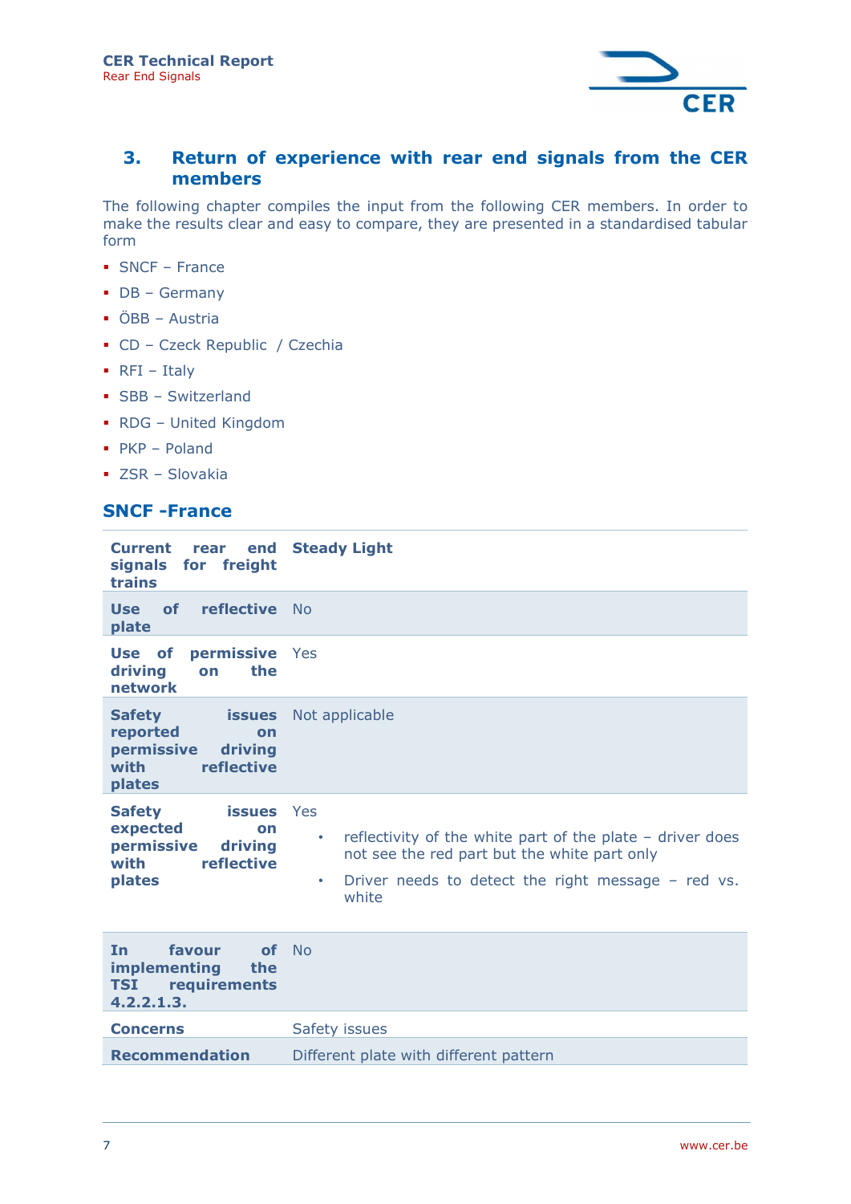## 3. Return of experience with rear end signals from the CER members

The following chapter compiles the input from the following CER members. In order to make the results clear and easy to compare, they are presented in a standardised tabular form

- SNCF – France
- DB – Germany
- ÖBB – Austria
- CD – Czeck Republic / Czechia
- RFI – Italy
- SBB – Switzerland
- RDG – United Kingdom
- PKP – Poland
- ZSR – Slovakia

### SNCF -France

| | |
|---|---|
| **Current rear end signals for freight trains** | **Steady Light** |
| **Use of reflective plate** | No |
| **Use of permissive driving on the network** | Yes |
| **Safety issues reported on permissive driving with reflective plates** | Not applicable |
| **Safety issues expected on permissive driving with reflective plates** | Yes<br>• reflectivity of the white part of the plate – driver does not see the red part but the white part only<br>• Driver needs to detect the right message – red vs. white |
| **In favour of implementing the TSI requirements 4.2.2.1.3.** | No |
| **Concerns** | Safety issues |
| **Recommendation** | Different plate with different pattern |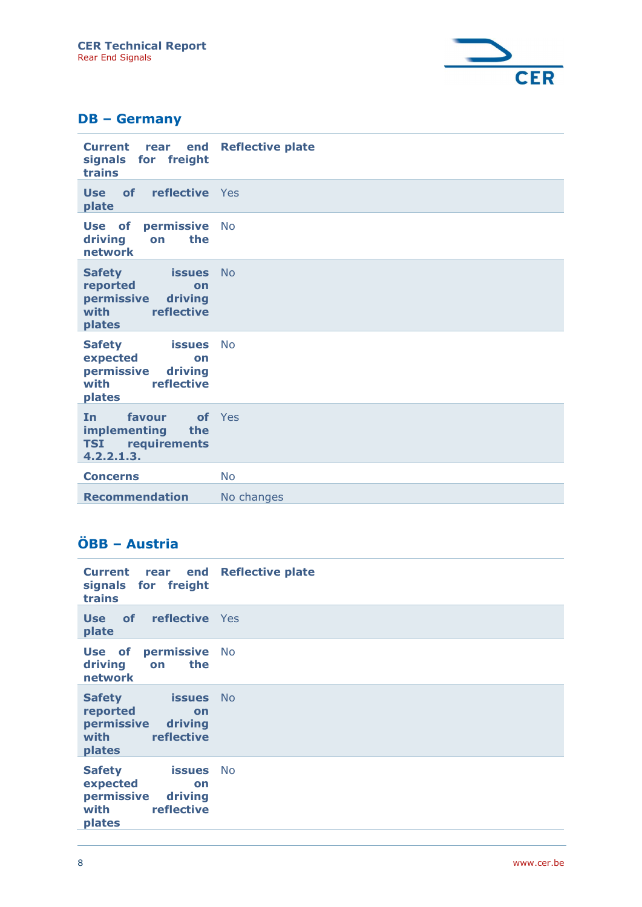## DB – Germany

| **Current rear end signals for freight trains** | **Reflective plate** |
| --- | --- |
| **Use of reflective plate** | Yes |
| **Use of permissive driving on the network** | No |
| **Safety issues reported on permissive driving with reflective plates** | No |
| **Safety issues expected on permissive driving with reflective plates** | No |
| **In favour of implementing the TSI requirements 4.2.2.1.3.** | Yes |
| **Concerns** | No |
| **Recommendation** | No changes |

## ÖBB – Austria

| **Current rear end signals for freight trains** | **Reflective plate** |
| --- | --- |
| **Use of reflective plate** | Yes |
| **Use of permissive driving on the network** | No |
| **Safety issues reported on permissive driving with reflective plates** | No |
| **Safety issues expected on permissive driving with reflective plates** | No |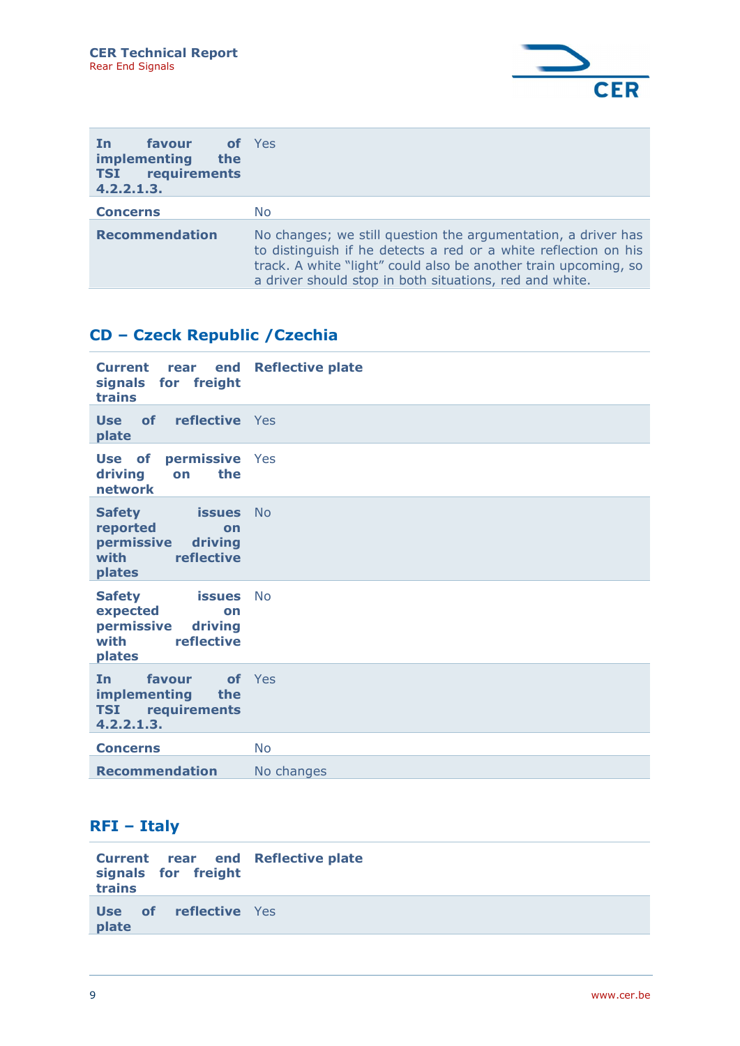| | |
|---|---|
| **In favour of implementing the TSI requirements 4.2.2.1.3.** | Yes |
| **Concerns** | No |
| **Recommendation** | No changes; we still question the argumentation, a driver has to distinguish if he detects a red or a white reflection on his track. A white "light" could also be another train upcoming, so a driver should stop in both situations, red and white. |

## CD – Czeck Republic /Czechia

| | |
|---|---|
| **Current rear end signals for freight trains** | **Reflective plate** |
| **Use of reflective plate** | Yes |
| **Use of permissive driving on the network** | Yes |
| **Safety issues reported on permissive driving with reflective plates** | No |
| **Safety issues expected on permissive driving with reflective plates** | No |
| **In favour of implementing the TSI requirements 4.2.2.1.3.** | Yes |
| **Concerns** | No |
| **Recommendation** | No changes |

## RFI – Italy

| | |
|---|---|
| **Current rear end signals for freight trains** | **Reflective plate** |
| **Use of reflective plate** | Yes |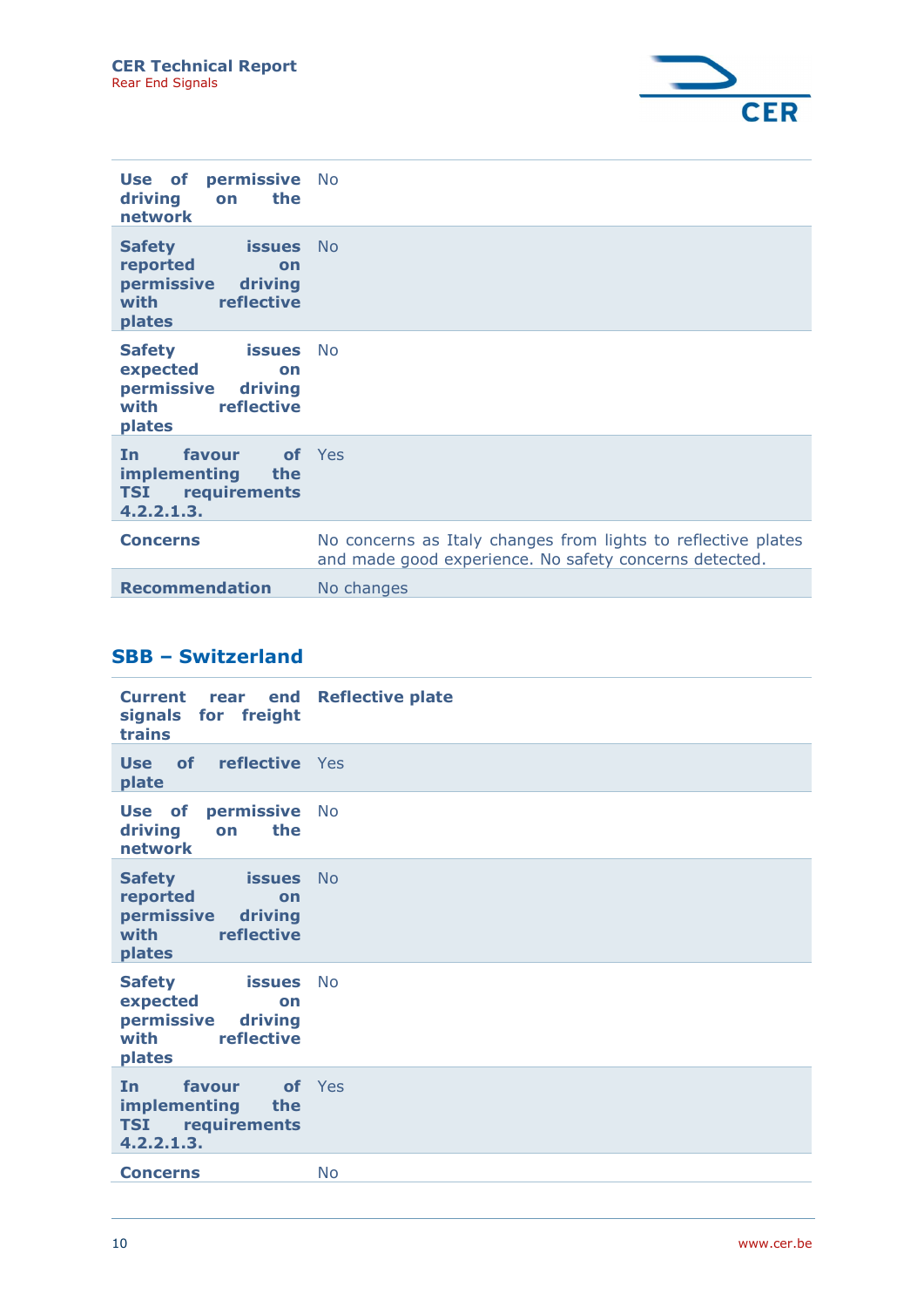| | |
|---|---|
| **Use of permissive driving on the network** | No |
| **Safety issues reported on permissive driving with reflective plates** | No |
| **Safety issues expected on permissive driving with reflective plates** | No |
| **In favour of implementing the TSI requirements 4.2.2.1.3.** | Yes |
| **Concerns** | No concerns as Italy changes from lights to reflective plates and made good experience. No safety concerns detected. |
| **Recommendation** | No changes |

## SBB – Switzerland

| | |
|---|---|
| **Current rear end signals for freight trains** | **Reflective plate** |
| **Use of reflective plate** | Yes |
| **Use of permissive driving on the network** | No |
| **Safety issues reported on permissive driving with reflective plates** | No |
| **Safety issues expected on permissive driving with reflective plates** | No |
| **In favour of implementing the TSI requirements 4.2.2.1.3.** | Yes |
| **Concerns** | No |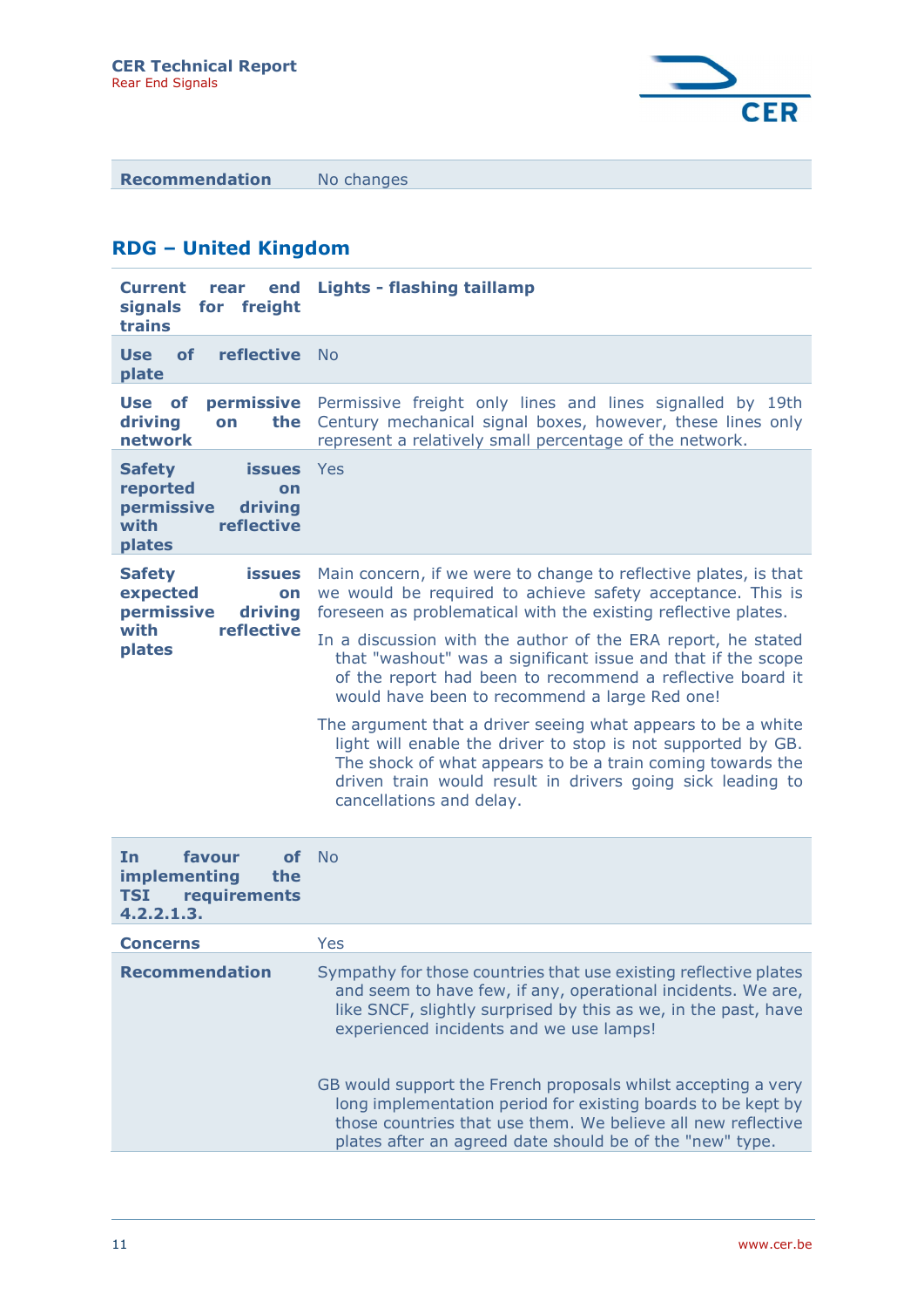| | |
|---|---|
| **Recommendation** | No changes |

## RDG – United Kingdom

| | |
|---|---|
| **Current rear end signals for freight trains** | **Lights - flashing taillamp** |
| **Use of reflective plate** | No |
| **Use of permissive driving on the network** | Permissive freight only lines and lines signalled by 19th Century mechanical signal boxes, however, these lines only represent a relatively small percentage of the network. |
| **Safety issues reported on permissive driving with reflective plates** | Yes |
| **Safety issues expected on permissive driving with reflective plates** | Main concern, if we were to change to reflective plates, is that we would be required to achieve safety acceptance. This is foreseen as problematical with the existing reflective plates.<br><br>In a discussion with the author of the ERA report, he stated that "washout" was a significant issue and that if the scope of the report had been to recommend a reflective board it would have been to recommend a large Red one!<br><br>The argument that a driver seeing what appears to be a white light will enable the driver to stop is not supported by GB. The shock of what appears to be a train coming towards the driven train would result in drivers going sick leading to cancellations and delay. |
| **In favour of implementing the TSI requirements 4.2.2.1.3.** | No |
| **Concerns** | Yes |
| **Recommendation** | Sympathy for those countries that use existing reflective plates and seem to have few, if any, operational incidents. We are, like SNCF, slightly surprised by this as we, in the past, have experienced incidents and we use lamps!<br><br>GB would support the French proposals whilst accepting a very long implementation period for existing boards to be kept by those countries that use them. We believe all new reflective plates after an agreed date should be of the "new" type. |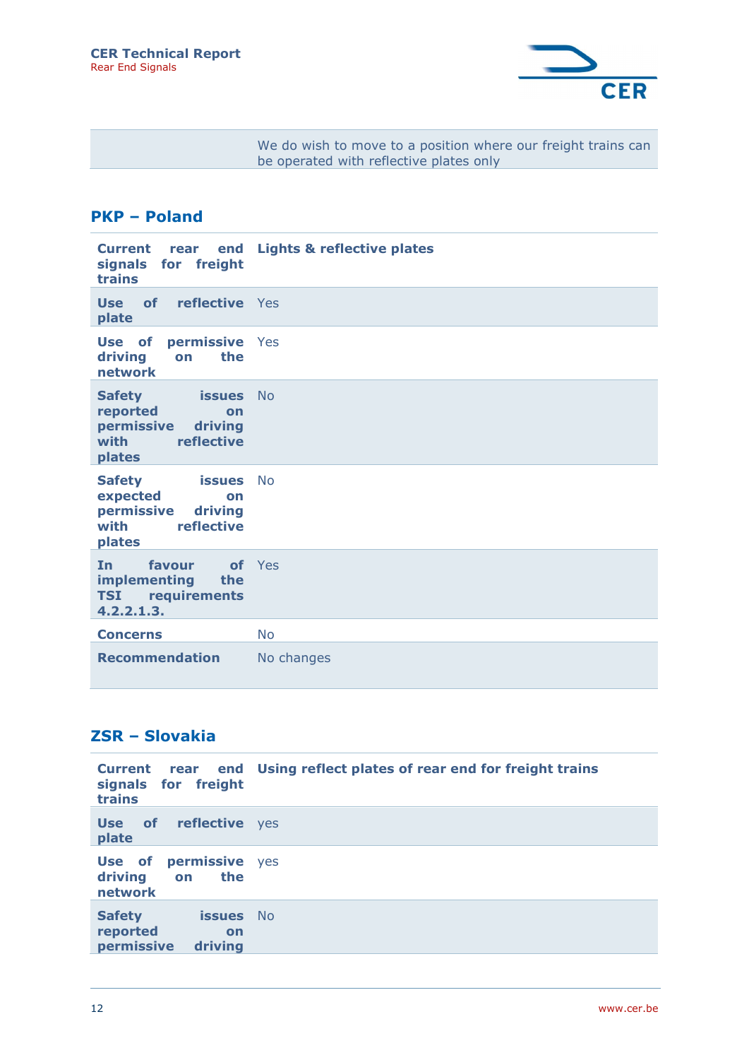| | We do wish to move to a position where our freight trains can be operated with reflective plates only |
|---|---|

## PKP – Poland

| **Current rear end signals for freight trains** | **Lights & reflective plates** |
|---|---|
| **Use of reflective plate** | Yes |
| **Use of permissive driving on the network** | Yes |
| **Safety issues reported on permissive driving with reflective plates** | No |
| **Safety issues expected on permissive driving with reflective plates** | No |
| **In favour of implementing the TSI requirements 4.2.2.1.3.** | Yes |
| **Concerns** | No |
| **Recommendation** | No changes |

## ZSR – Slovakia

| **Current rear end signals for freight trains** | **Using reflect plates of rear end for freight trains** |
|---|---|
| **Use of reflective plate** | yes |
| **Use of permissive driving on the network** | yes |
| **Safety issues reported on permissive driving** | No |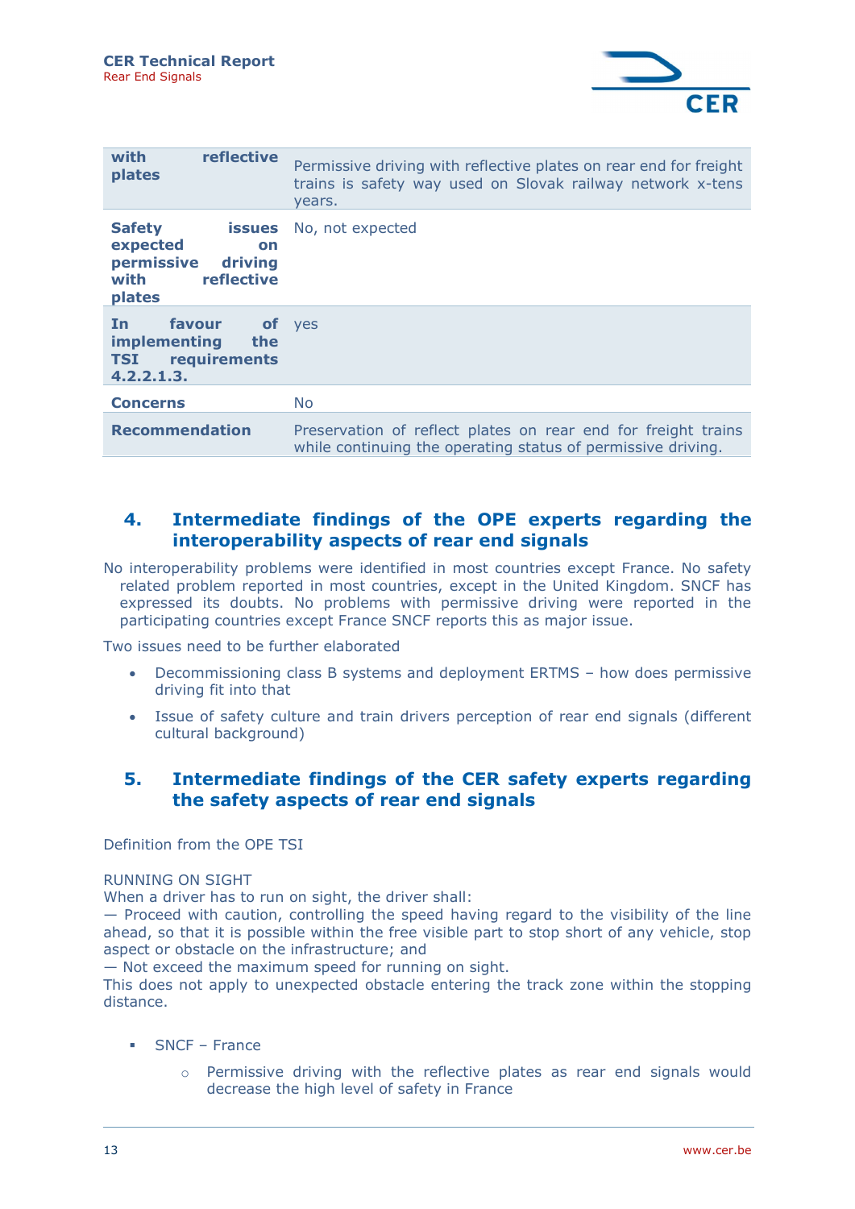| | |
|---|---|
| **with reflective plates** | Permissive driving with reflective plates on rear end for freight trains is safety way used on Slovak railway network x-tens years. |
| **Safety issues expected on permissive driving with reflective plates** | No, not expected |
| **In favour of implementing the TSI requirements 4.2.2.1.3.** | yes |
| **Concerns** | No |
| **Recommendation** | Preservation of reflect plates on rear end for freight trains while continuing the operating status of permissive driving. |

## 4. Intermediate findings of the OPE experts regarding the interoperability aspects of rear end signals

No interoperability problems were identified in most countries except France. No safety related problem reported in most countries, except in the United Kingdom. SNCF has expressed its doubts. No problems with permissive driving were reported in the participating countries except France SNCF reports this as major issue.

Two issues need to be further elaborated

- Decommissioning class B systems and deployment ERTMS – how does permissive driving fit into that
- Issue of safety culture and train drivers perception of rear end signals (different cultural background)

## 5. Intermediate findings of the CER safety experts regarding the safety aspects of rear end signals

Definition from the OPE TSI

RUNNING ON SIGHT
When a driver has to run on sight, the driver shall:
— Proceed with caution, controlling the speed having regard to the visibility of the line ahead, so that it is possible within the free visible part to stop short of any vehicle, stop aspect or obstacle on the infrastructure; and
— Not exceed the maximum speed for running on sight.
This does not apply to unexpected obstacle entering the track zone within the stopping distance.

- SNCF – France
  - Permissive driving with the reflective plates as rear end signals would decrease the high level of safety in France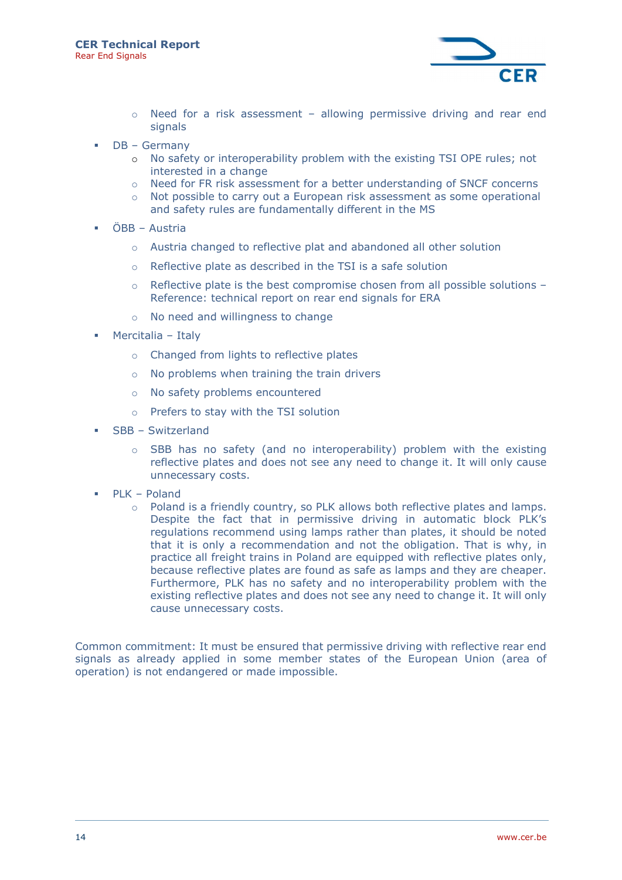- Need for a risk assessment – allowing permissive driving and rear end signals

- DB – Germany
  - No safety or interoperability problem with the existing TSI OPE rules; not interested in a change
  - Need for FR risk assessment for a better understanding of SNCF concerns
  - Not possible to carry out a European risk assessment as some operational and safety rules are fundamentally different in the MS

- ÖBB – Austria
  - Austria changed to reflective plat and abandoned all other solution
  - Reflective plate as described in the TSI is a safe solution
  - Reflective plate is the best compromise chosen from all possible solutions – Reference: technical report on rear end signals for ERA
  - No need and willingness to change

- Mercitalia – Italy
  - Changed from lights to reflective plates
  - No problems when training the train drivers
  - No safety problems encountered
  - Prefers to stay with the TSI solution

- SBB – Switzerland
  - SBB has no safety (and no interoperability) problem with the existing reflective plates and does not see any need to change it. It will only cause unnecessary costs.

- PLK – Poland
  - Poland is a friendly country, so PLK allows both reflective plates and lamps. Despite the fact that in permissive driving in automatic block PLK's regulations recommend using lamps rather than plates, it should be noted that it is only a recommendation and not the obligation. That is why, in practice all freight trains in Poland are equipped with reflective plates only, because reflective plates are found as safe as lamps and they are cheaper. Furthermore, PLK has no safety and no interoperability problem with the existing reflective plates and does not see any need to change it. It will only cause unnecessary costs.

Common commitment: It must be ensured that permissive driving with reflective rear end signals as already applied in some member states of the European Union (area of operation) is not endangered or made impossible.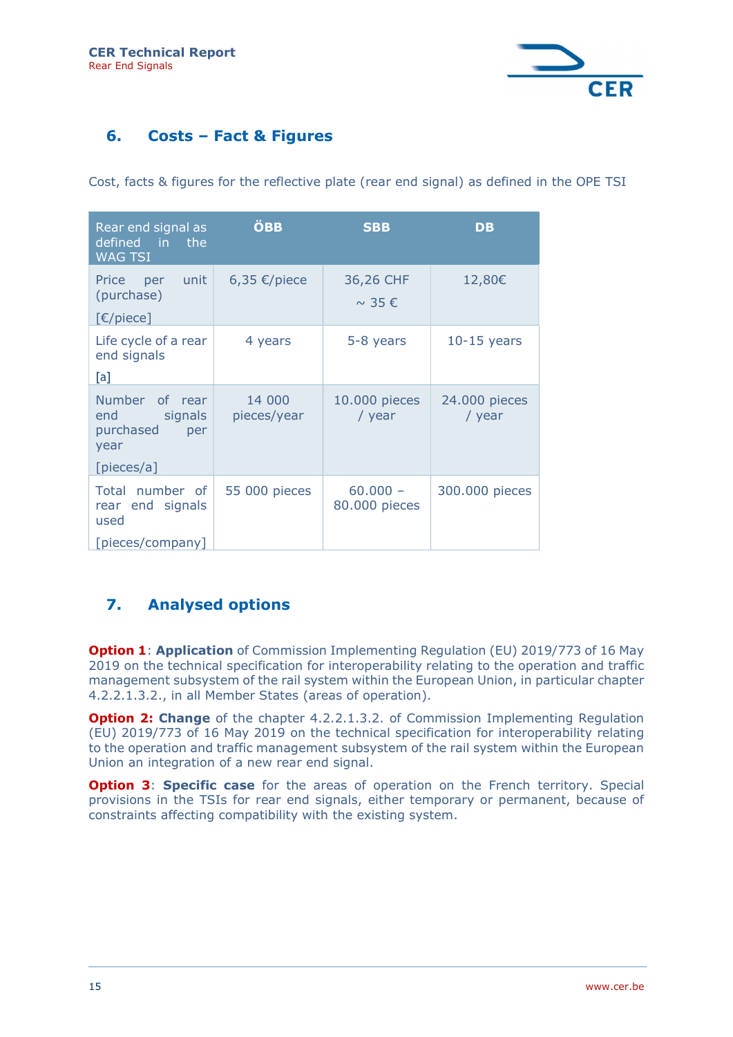## 6. Costs – Fact & Figures

Cost, facts & figures for the reflective plate (rear end signal) as defined in the OPE TSI

| Rear end signal as defined in the WAG TSI | ÖBB | SBB | DB |
|---|---|---|---|
| Price per unit (purchase) [€/piece] | 6,35 €/piece | 36,26 CHF ~ 35 € | 12,80€ |
| Life cycle of a rear end signals [a] | 4 years | 5-8 years | 10-15 years |
| Number of rear end signals purchased per year [pieces/a] | 14 000 pieces/year | 10.000 pieces / year | 24.000 pieces / year |
| Total number of rear end signals used [pieces/company] | 55 000 pieces | 60.000 – 80.000 pieces | 300.000 pieces |

## 7. Analysed options

**Option 1**: **Application** of Commission Implementing Regulation (EU) 2019/773 of 16 May 2019 on the technical specification for interoperability relating to the operation and traffic management subsystem of the rail system within the European Union, in particular chapter 4.2.2.1.3.2., in all Member States (areas of operation).

**Option 2:** **Change** of the chapter 4.2.2.1.3.2. of Commission Implementing Regulation (EU) 2019/773 of 16 May 2019 on the technical specification for interoperability relating to the operation and traffic management subsystem of the rail system within the European Union an integration of a new rear end signal.

**Option 3**: **Specific case** for the areas of operation on the French territory. Special provisions in the TSIs for rear end signals, either temporary or permanent, because of constraints affecting compatibility with the existing system.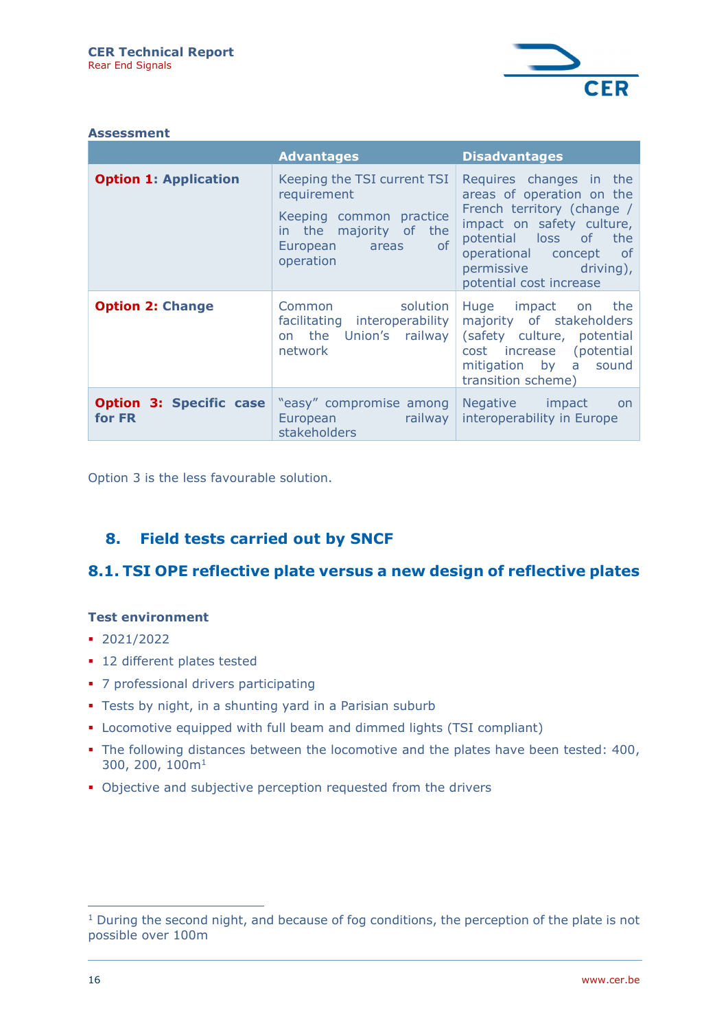**Assessment**

| | Advantages | Disadvantages |
|---|---|---|
| **Option 1: Application** | Keeping the TSI current TSI requirement<br><br>Keeping common practice in the majority of the European areas of operation | Requires changes in the areas of operation on the French territory (change / impact on safety culture, potential loss of the operational concept of permissive driving), potential cost increase |
| **Option 2: Change** | Common solution facilitating interoperability on the Union's railway network | Huge impact on the majority of stakeholders (safety culture, potential cost increase (potential mitigation by a sound transition scheme) |
| **Option 3: Specific case for FR** | "easy" compromise among European railway stakeholders | Negative impact on interoperability in Europe |

Option 3 is the less favourable solution.

## 8. Field tests carried out by SNCF

### 8.1. TSI OPE reflective plate versus a new design of reflective plates

**Test environment**

- 2021/2022
- 12 different plates tested
- 7 professional drivers participating
- Tests by night, in a shunting yard in a Parisian suburb
- Locomotive equipped with full beam and dimmed lights (TSI compliant)
- The following distances between the locomotive and the plates have been tested: 400, 300, 200, 100m[1]
- Objective and subjective perception requested from the drivers

[1] During the second night, and because of fog conditions, the perception of the plate is not possible over 100m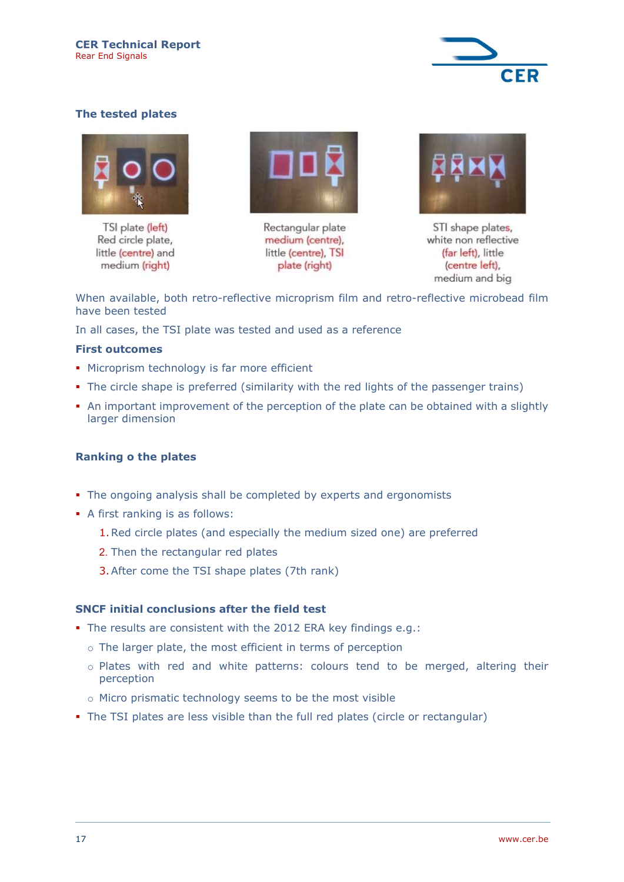## The tested plates

TSI plate (left)
Red circle plate, little (centre) and medium (right)

Rectangular plate medium (centre), little (centre), TSI plate (right)

STI shape plates, white non reflective (far left), little (centre left), medium and big

When available, both retro-reflective microprism film and retro-reflective microbead film have been tested

In all cases, the TSI plate was tested and used as a reference

### First outcomes

- Microprism technology is far more efficient
- The circle shape is preferred (similarity with the red lights of the passenger trains)
- An important improvement of the perception of the plate can be obtained with a slightly larger dimension

## Ranking o the plates

- The ongoing analysis shall be completed by experts and ergonomists
- A first ranking is as follows:
  1. Red circle plates (and especially the medium sized one) are preferred
  2. Then the rectangular red plates
  3. After come the TSI shape plates (7th rank)

## SNCF initial conclusions after the field test

- The results are consistent with the 2012 ERA key findings e.g.:
  - The larger plate, the most efficient in terms of perception
  - Plates with red and white patterns: colours tend to be merged, altering their perception
  - Micro prismatic technology seems to be the most visible
- The TSI plates are less visible than the full red plates (circle or rectangular)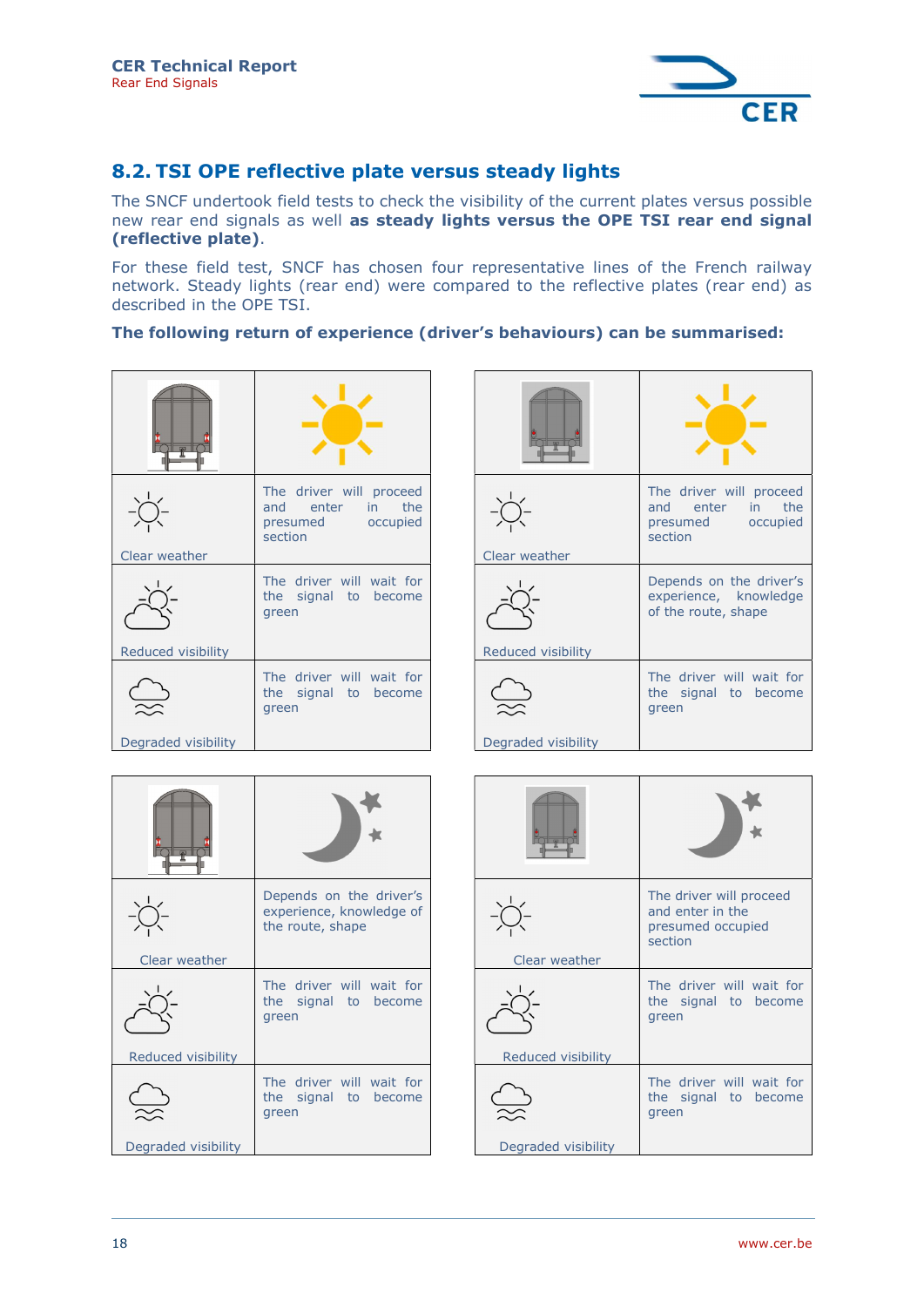## 8.2. TSI OPE reflective plate versus steady lights

The SNCF undertook field tests to check the visibility of the current plates versus possible new rear end signals as well **as steady lights versus the OPE TSI rear end signal (reflective plate)**.

For these field test, SNCF has chosen four representative lines of the French railway network. Steady lights (rear end) were compared to the reflective plates (rear end) as described in the OPE TSI.

**The following return of experience (driver's behaviours) can be summarised:**

| Steady lights – Day | |
|---|---|
| Clear weather | The driver will proceed and enter in the presumed occupied section |
| Reduced visibility | The driver will wait for the signal to become green |
| Degraded visibility | The driver will wait for the signal to become green |

| Reflective plate – Day | |
|---|---|
| Clear weather | The driver will proceed and enter in the presumed occupied section |
| Reduced visibility | Depends on the driver's experience, knowledge of the route, shape |
| Degraded visibility | The driver will wait for the signal to become green |

| Steady lights – Night | |
|---|---|
| Clear weather | Depends on the driver's experience, knowledge of the route, shape |
| Reduced visibility | The driver will wait for the signal to become green |
| Degraded visibility | The driver will wait for the signal to become green |

| Reflective plate – Night | |
|---|---|
| Clear weather | The driver will proceed and enter in the presumed occupied section |
| Reduced visibility | The driver will wait for the signal to become green |
| Degraded visibility | The driver will wait for the signal to become green |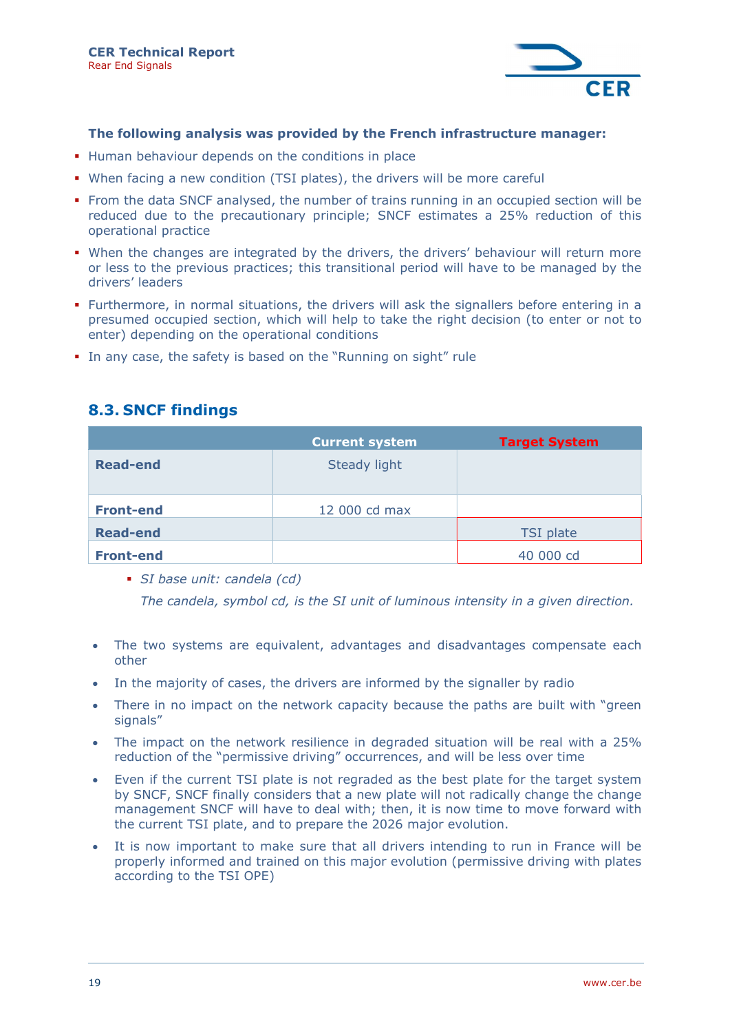**The following analysis was provided by the French infrastructure manager:**

- Human behaviour depends on the conditions in place
- When facing a new condition (TSI plates), the drivers will be more careful
- From the data SNCF analysed, the number of trains running in an occupied section will be reduced due to the precautionary principle; SNCF estimates a 25% reduction of this operational practice
- When the changes are integrated by the drivers, the drivers' behaviour will return more or less to the previous practices; this transitional period will have to be managed by the drivers' leaders
- Furthermore, in normal situations, the drivers will ask the signallers before entering in a presumed occupied section, which will help to take the right decision (to enter or not to enter) depending on the operational conditions
- In any case, the safety is based on the "Running on sight" rule

## 8.3. SNCF findings

| | Current system | Target System |
|---|---|---|
| **Read-end** | Steady light | |
| **Front-end** | 12 000 cd max | |
| **Read-end** | | TSI plate |
| **Front-end** | | 40 000 cd |

- *SI base unit: candela (cd)*

  *The candela, symbol cd, is the SI unit of luminous intensity in a given direction.*

- The two systems are equivalent, advantages and disadvantages compensate each other
- In the majority of cases, the drivers are informed by the signaller by radio
- There in no impact on the network capacity because the paths are built with "green signals"
- The impact on the network resilience in degraded situation will be real with a 25% reduction of the "permissive driving" occurrences, and will be less over time
- Even if the current TSI plate is not regraded as the best plate for the target system by SNCF, SNCF finally considers that a new plate will not radically change the change management SNCF will have to deal with; then, it is now time to move forward with the current TSI plate, and to prepare the 2026 major evolution.
- It is now important to make sure that all drivers intending to run in France will be properly informed and trained on this major evolution (permissive driving with plates according to the TSI OPE)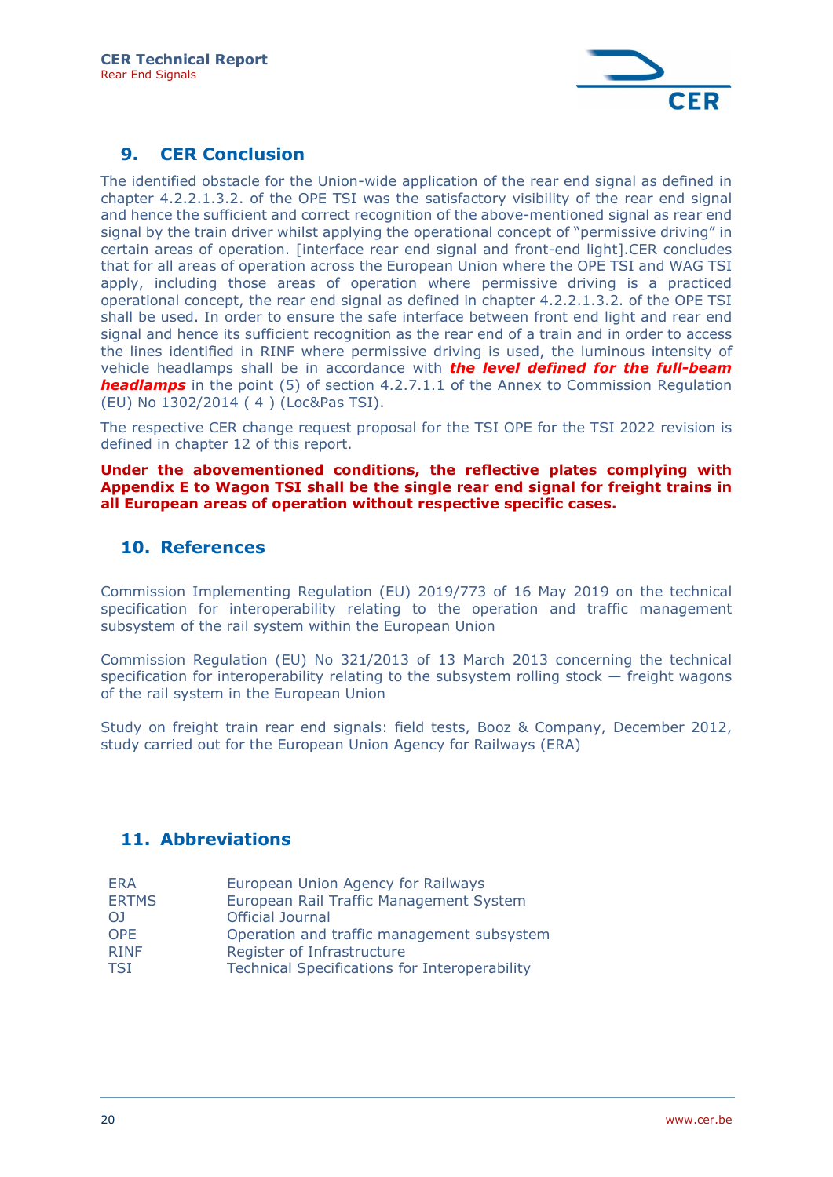## 9. CER Conclusion

The identified obstacle for the Union-wide application of the rear end signal as defined in chapter 4.2.2.1.3.2. of the OPE TSI was the satisfactory visibility of the rear end signal and hence the sufficient and correct recognition of the above-mentioned signal as rear end signal by the train driver whilst applying the operational concept of "permissive driving" in certain areas of operation. [interface rear end signal and front-end light].CER concludes that for all areas of operation across the European Union where the OPE TSI and WAG TSI apply, including those areas of operation where permissive driving is a practiced operational concept, the rear end signal as defined in chapter 4.2.2.1.3.2. of the OPE TSI shall be used. In order to ensure the safe interface between front end light and rear end signal and hence its sufficient recognition as the rear end of a train and in order to access the lines identified in RINF where permissive driving is used, the luminous intensity of vehicle headlamps shall be in accordance with ***the level defined for the full-beam headlamps*** in the point (5) of section 4.2.7.1.1 of the Annex to Commission Regulation (EU) No 1302/2014 ( 4 ) (Loc&Pas TSI).

The respective CER change request proposal for the TSI OPE for the TSI 2022 revision is defined in chapter 12 of this report.

**Under the abovementioned conditions, the reflective plates complying with Appendix E to Wagon TSI shall be the single rear end signal for freight trains in all European areas of operation without respective specific cases.**

## 10. References

Commission Implementing Regulation (EU) 2019/773 of 16 May 2019 on the technical specification for interoperability relating to the operation and traffic management subsystem of the rail system within the European Union

Commission Regulation (EU) No 321/2013 of 13 March 2013 concerning the technical specification for interoperability relating to the subsystem rolling stock — freight wagons of the rail system in the European Union

Study on freight train rear end signals: field tests, Booz & Company, December 2012, study carried out for the European Union Agency for Railways (ERA)

## 11. Abbreviations

| | |
|---|---|
| ERA | European Union Agency for Railways |
| ERTMS | European Rail Traffic Management System |
| OJ | Official Journal |
| OPE | Operation and traffic management subsystem |
| RINF | Register of Infrastructure |
| TSI | Technical Specifications for Interoperability |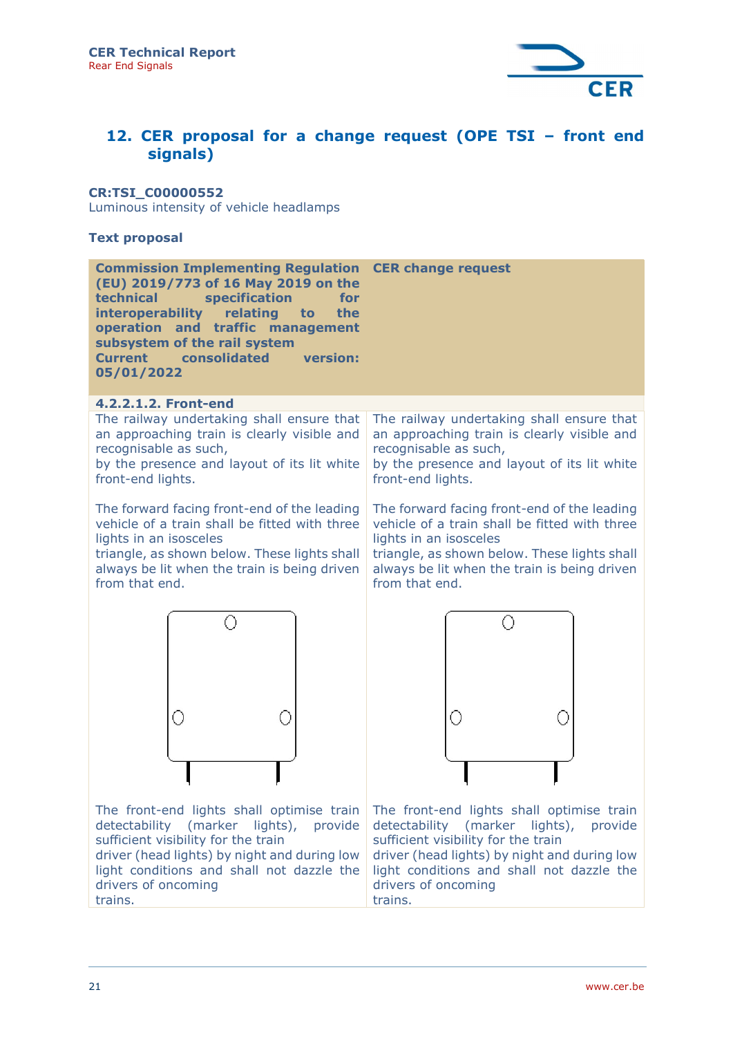## 12. CER proposal for a change request (OPE TSI – front end signals)

**CR:TSI_C00000552**
Luminous intensity of vehicle headlamps

**Text proposal**

| Commission Implementing Regulation (EU) 2019/773 of 16 May 2019 on the technical specification for interoperability relating to the operation and traffic management subsystem of the rail system Current consolidated version: 05/01/2022 | CER change request |
|---|---|
| **4.2.2.1.2. Front-end** | |
| The railway undertaking shall ensure that an approaching train is clearly visible and recognisable as such, by the presence and layout of its lit white front-end lights.<br><br>The forward facing front-end of the leading vehicle of a train shall be fitted with three lights in an isosceles triangle, as shown below. These lights shall always be lit when the train is being driven from that end.<br><br>The front-end lights shall optimise train detectability (marker lights), provide sufficient visibility for the train driver (head lights) by night and during low light conditions and shall not dazzle the drivers of oncoming trains. | The railway undertaking shall ensure that an approaching train is clearly visible and recognisable as such, by the presence and layout of its lit white front-end lights.<br><br>The forward facing front-end of the leading vehicle of a train shall be fitted with three lights in an isosceles triangle, as shown below. These lights shall always be lit when the train is being driven from that end.<br><br>The front-end lights shall optimise train detectability (marker lights), provide sufficient visibility for the train driver (head lights) by night and during low light conditions and shall not dazzle the drivers of oncoming trains. |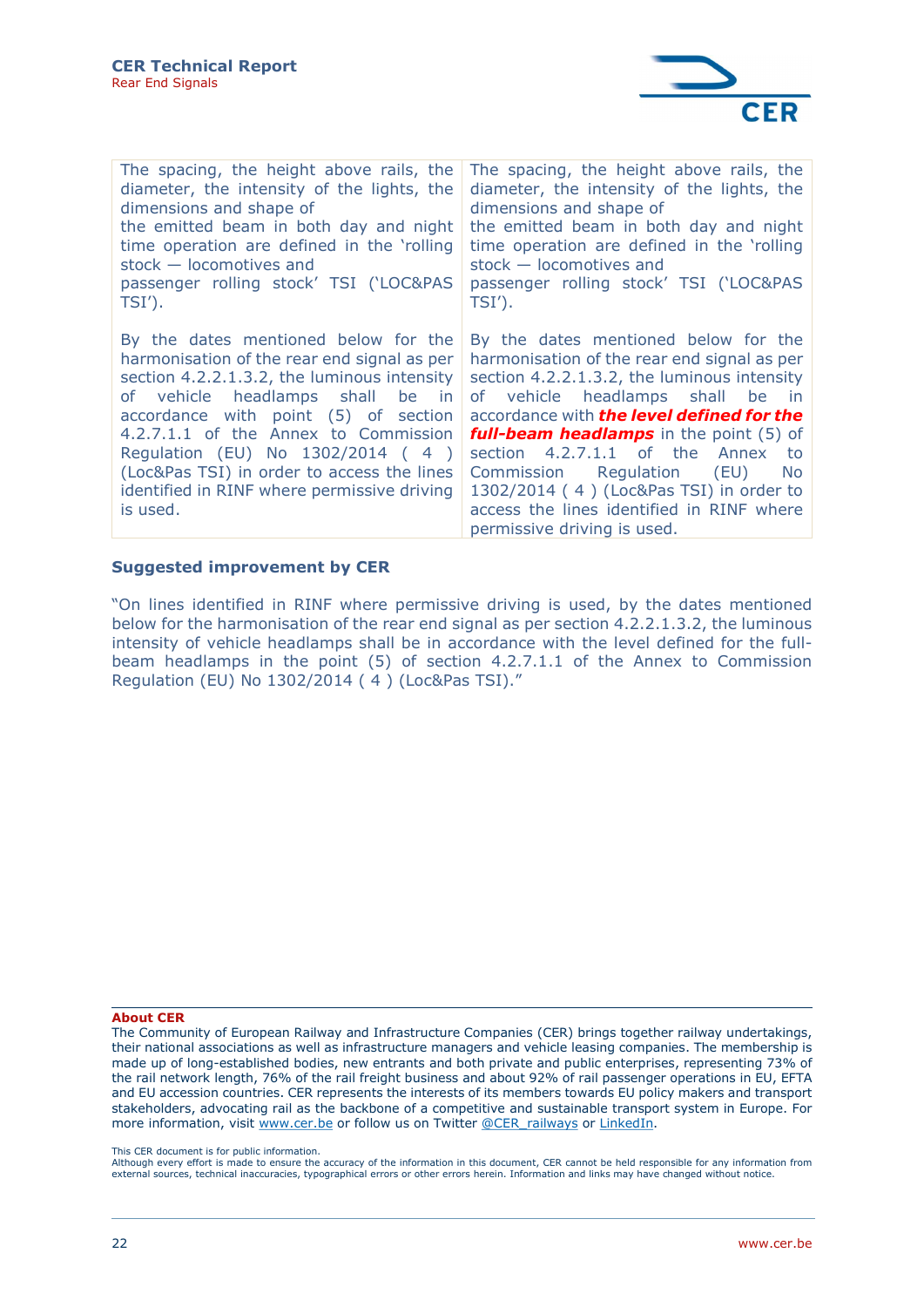| | |
|---|---|
| The spacing, the height above rails, the diameter, the intensity of the lights, the dimensions and shape of the emitted beam in both day and night time operation are defined in the 'rolling stock — locomotives and passenger rolling stock' TSI ('LOC&PAS TSI'). | The spacing, the height above rails, the diameter, the intensity of the lights, the dimensions and shape of the emitted beam in both day and night time operation are defined in the 'rolling stock — locomotives and passenger rolling stock' TSI ('LOC&PAS TSI'). |
| By the dates mentioned below for the harmonisation of the rear end signal as per section 4.2.2.1.3.2, the luminous intensity of vehicle headlamps shall be in accordance with point (5) of section 4.2.7.1.1 of the Annex to Commission Regulation (EU) No 1302/2014 ( 4 ) (Loc&Pas TSI) in order to access the lines identified in RINF where permissive driving is used. | By the dates mentioned below for the harmonisation of the rear end signal as per section 4.2.2.1.3.2, the luminous intensity of vehicle headlamps shall be in accordance with ***the level defined for the full-beam headlamps*** in the point (5) of section 4.2.7.1.1 of the Annex to Commission Regulation (EU) No 1302/2014 ( 4 ) (Loc&Pas TSI) in order to access the lines identified in RINF where permissive driving is used. |

**Suggested improvement by CER**

"On lines identified in RINF where permissive driving is used, by the dates mentioned below for the harmonisation of the rear end signal as per section 4.2.2.1.3.2, the luminous intensity of vehicle headlamps shall be in accordance with the level defined for the full-beam headlamps in the point (5) of section 4.2.7.1.1 of the Annex to Commission Regulation (EU) No 1302/2014 ( 4 ) (Loc&Pas TSI)."

**About CER**

The Community of European Railway and Infrastructure Companies (CER) brings together railway undertakings, their national associations as well as infrastructure managers and vehicle leasing companies. The membership is made up of long-established bodies, new entrants and both private and public enterprises, representing 73% of the rail network length, 76% of the rail freight business and about 92% of rail passenger operations in EU, EFTA and EU accession countries. CER represents the interests of its members towards EU policy makers and transport stakeholders, advocating rail as the backbone of a competitive and sustainable transport system in Europe. For more information, visit www.cer.be or follow us on Twitter @CER_railways or LinkedIn.

This CER document is for public information.
Although every effort is made to ensure the accuracy of the information in this document, CER cannot be held responsible for any information from external sources, technical inaccuracies, typographical errors or other errors herein. Information and links may have changed without notice.